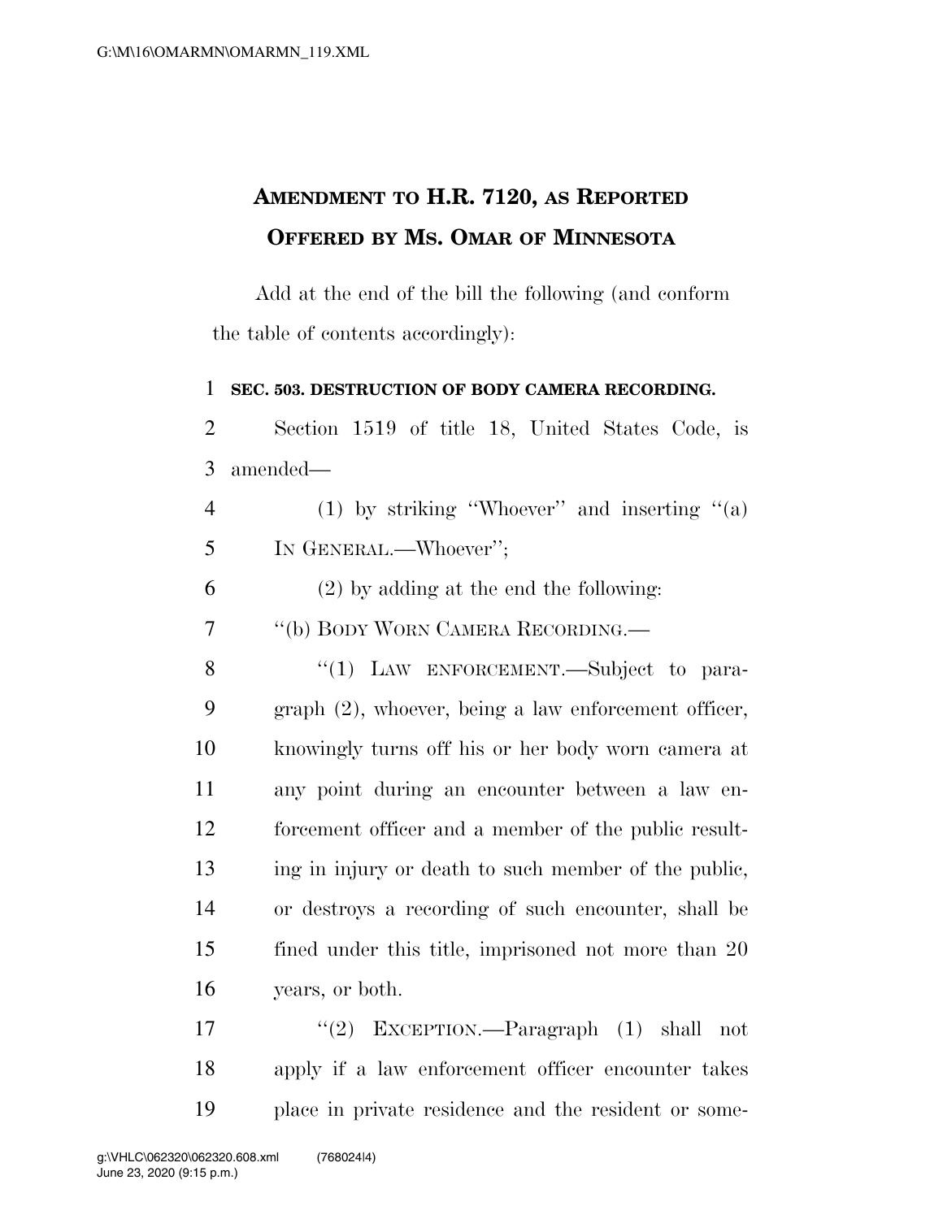# AMENDMENT TO H.R. 7120, AS REPORTED OFFERED BY MS. OMAR OF MINNESOTA

Add at the end of the bill the following (and conform the table of contents accordingly):

**SEC. 503. DESTRUCTION OF BODY CAMERA RECORDING.**

Section 1519 of title 18, United States Code, is amended—

(1) by striking ''Whoever'' and inserting ''(a) IN GENERAL.—Whoever'';

(2) by adding at the end the following:

''(b) BODY WORN CAMERA RECORDING.—

''(1) LAW ENFORCEMENT.—Subject to paragraph (2), whoever, being a law enforcement officer, knowingly turns off his or her body worn camera at any point during an encounter between a law enforcement officer and a member of the public resulting in injury or death to such member of the public, or destroys a recording of such encounter, shall be fined under this title, imprisoned not more than 20 years, or both.

''(2) EXCEPTION.—Paragraph (1) shall not apply if a law enforcement officer encounter takes place in private residence and the resident or some-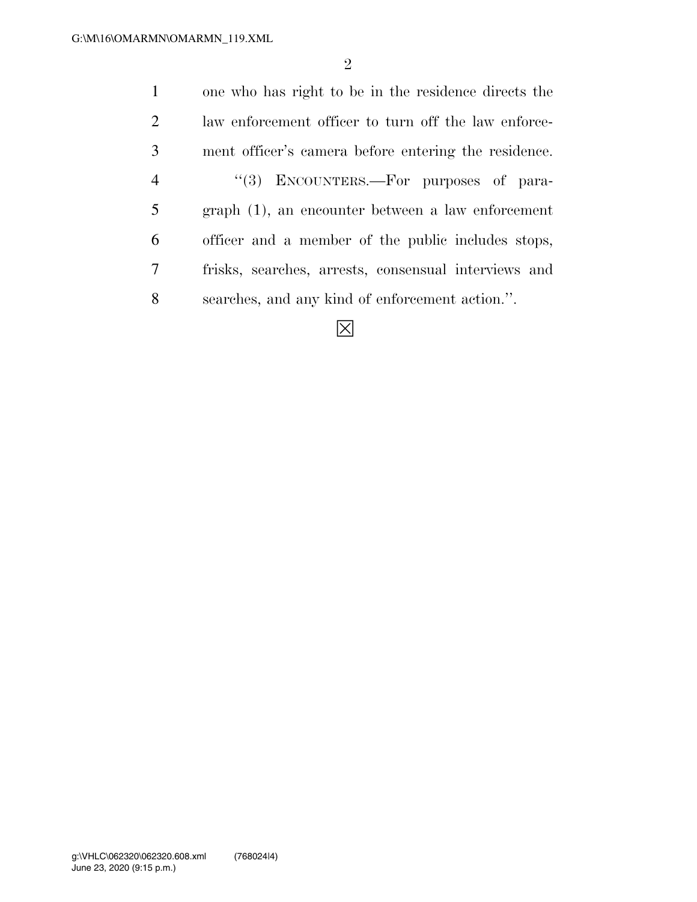one who has right to be in the residence directs the law enforcement officer to turn off the law enforcement officer's camera before entering the residence.

"(3) ENCOUNTERS.—For purposes of paragraph (1), an encounter between a law enforcement officer and a member of the public includes stops, frisks, searches, arrests, consensual interviews and searches, and any kind of enforcement action.".

☒